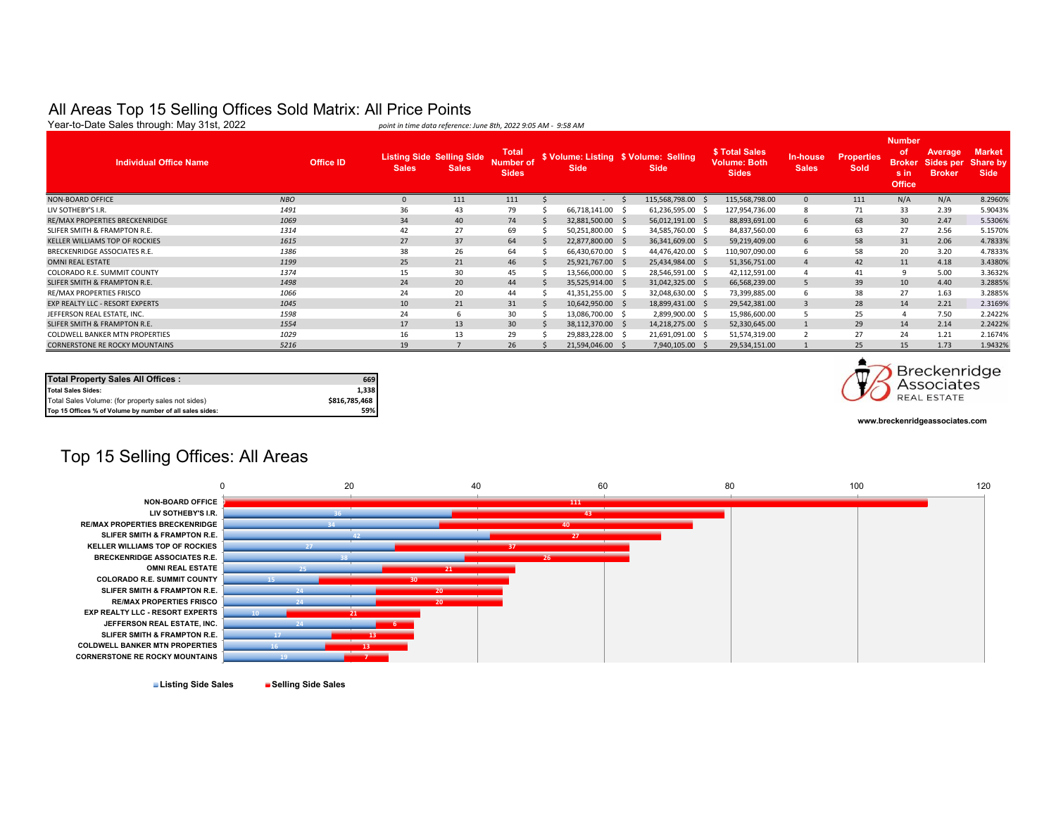# All Areas Top 15 Selling Offices Sold Matrix: All Price Points

Year-to-Date Sales through: May 31st, 2022

*point in time data reference: June 8th, 2022 9:05 AM - 9:58 AM*

| Individual Office Name | Office ID | Listing Side Sales | Selling Side Sales | Total Number of Sides | $ Volume: Listing Side | $ Volume: Selling Side | $ Total Sales Volume: Both Sides | In-house Sales | Properties Sold | Number of Brokers in Office | Average Sides per Broker | Market Share by Side |
|---|---|---|---|---|---|---|---|---|---|---|---|---|
| NON-BOARD OFFICE | NBO | 0 | 111 | 111 | $ - | $ 115,568,798.00 | $ 115,568,798.00 | 0 | 111 | N/A | N/A | 8.2960% |
| LIV SOTHEBY'S I.R. | 1491 | 36 | 43 | 79 | $ 66,718,141.00 | $ 61,236,595.00 | $ 127,954,736.00 | 8 | 71 | 33 | 2.39 | 5.9043% |
| RE/MAX PROPERTIES BRECKENRIDGE | 1069 | 34 | 40 | 74 | $ 32,881,500.00 | $ 56,012,191.00 | $ 88,893,691.00 | 6 | 68 | 30 | 2.47 | 5.5306% |
| SLIFER SMITH & FRAMPTON R.E. | 1314 | 42 | 27 | 69 | $ 50,251,800.00 | $ 34,585,760.00 | $ 84,837,560.00 | 6 | 63 | 27 | 2.56 | 5.1570% |
| KELLER WILLIAMS TOP OF ROCKIES | 1615 | 27 | 37 | 64 | $ 22,877,800.00 | $ 36,341,609.00 | $ 59,219,409.00 | 6 | 58 | 31 | 2.06 | 4.7833% |
| BRECKENRIDGE ASSOCIATES R.E. | 1386 | 38 | 26 | 64 | $ 66,430,670.00 | $ 44,476,420.00 | $ 110,907,090.00 | 6 | 58 | 20 | 3.20 | 4.7833% |
| OMNI REAL ESTATE | 1199 | 25 | 21 | 46 | $ 25,921,767.00 | $ 25,434,984.00 | $ 51,356,751.00 | 4 | 42 | 11 | 4.18 | 3.4380% |
| COLORADO R.E. SUMMIT COUNTY | 1374 | 15 | 30 | 45 | $ 13,566,000.00 | $ 28,546,591.00 | $ 42,112,591.00 | 4 | 41 | 9 | 5.00 | 3.3632% |
| SLIFER SMITH & FRAMPTON R.E. | 1498 | 24 | 20 | 44 | $ 35,525,914.00 | $ 31,042,325.00 | $ 66,568,239.00 | 5 | 39 | 10 | 4.40 | 3.2885% |
| RE/MAX PROPERTIES FRISCO | 1066 | 24 | 20 | 44 | $ 41,351,255.00 | $ 32,048,630.00 | $ 73,399,885.00 | 6 | 38 | 27 | 1.63 | 3.2885% |
| EXP REALTY LLC - RESORT EXPERTS | 1045 | 10 | 21 | 31 | $ 10,642,950.00 | $ 18,899,431.00 | $ 29,542,381.00 | 3 | 28 | 14 | 2.21 | 2.3169% |
| JEFFERSON REAL ESTATE, INC. | 1598 | 24 | 6 | 30 | $ 13,086,700.00 | $ 2,899,900.00 | $ 15,986,600.00 | 5 | 25 | 4 | 7.50 | 2.2422% |
| SLIFER SMITH & FRAMPTON R.E. | 1554 | 17 | 13 | 30 | $ 38,112,370.00 | $ 14,218,275.00 | $ 52,330,645.00 | 1 | 29 | 14 | 2.14 | 2.2422% |
| COLDWELL BANKER MTN PROPERTIES | 1029 | 16 | 13 | 29 | $ 29,883,228.00 | $ 21,691,091.00 | $ 51,574,319.00 | 2 | 27 | 24 | 1.21 | 2.1674% |
| CORNERSTONE RE ROCKY MOUNTAINS | 5216 | 19 | 7 | 26 | $ 21,594,046.00 | $ 7,940,105.00 | $ 29,534,151.00 | 1 | 25 | 15 | 1.73 | 1.9432% |

| Total Property Sales All Offices : | 669 |
|---|---|
| Total Sales Sides: | 1,338 |
| Total Sales Volume: (for property sales not sides) | $816,785,468 |
| Top 15 Offices % of Volume by number of all sales sides: | 59% |

Breckenridge Associates REAL ESTATE

www.breckenridgeassociates.com

## Top 15 Selling Offices: All Areas

| Office | Listing Side Sales | Selling Side Sales |
|---|---|---|
| NON-BOARD OFFICE | | 111 |
| LIV SOTHEBY'S I.R. | 36 | 43 |
| RE/MAX PROPERTIES BRECKENRIDGE | 34 | 40 |
| SLIFER SMITH & FRAMPTON R.E. | 42 | 27 |
| KELLER WILLIAMS TOP OF ROCKIES | 27 | 37 |
| BRECKENRIDGE ASSOCIATES R.E. | 38 | 26 |
| OMNI REAL ESTATE | 25 | 21 |
| COLORADO R.E. SUMMIT COUNTY | 15 | 30 |
| SLIFER SMITH & FRAMPTON R.E. | 24 | 20 |
| RE/MAX PROPERTIES FRISCO | 24 | 20 |
| EXP REALTY LLC - RESORT EXPERTS | 10 | 21 |
| JEFFERSON REAL ESTATE, INC. | 24 | 6 |
| SLIFER SMITH & FRAMPTON R.E. | 17 | 13 |
| COLDWELL BANKER MTN PROPERTIES | 16 | 13 |
| CORNERSTONE RE ROCKY MOUNTAINS | 19 | 7 |

Listing Side Sales | Selling Side Sales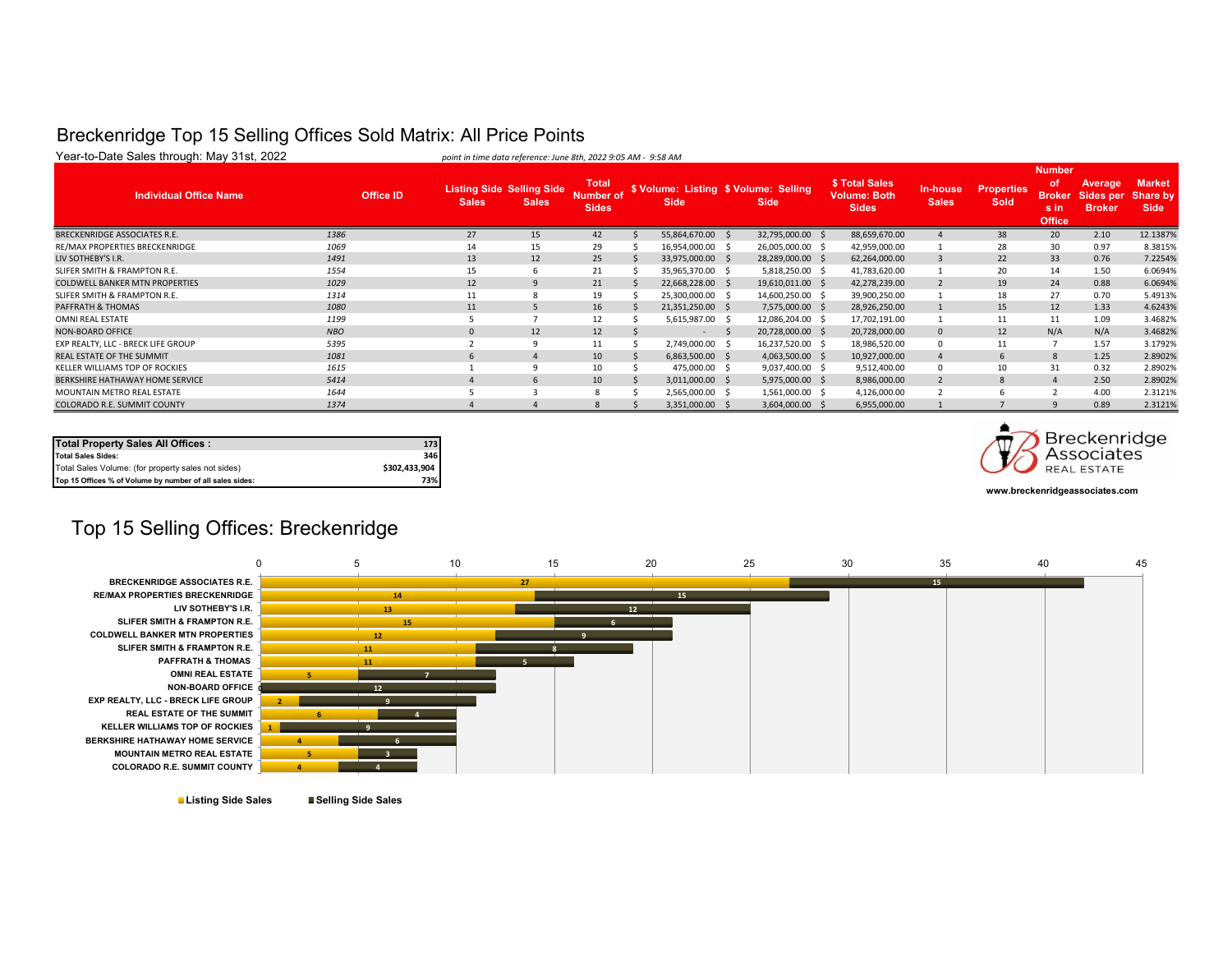# Breckenridge Top 15 Selling Offices Sold Matrix: All Price Points

Year-to-Date Sales through: May 31st, 2022

*point in time data reference: June 8th, 2022 9:05 AM - 9:58 AM*

| Individual Office Name | Office ID | Listing Side Sales | Selling Side Sales | Total Number of Sides | $ Volume: Listing Side | $ Volume: Selling Side | $ Total Sales Volume: Both Sides | In-house Sales | Properties Sold | Number of Brokers in Office | Average Sides per Broker | Market Share by Side |
|---|---|---|---|---|---|---|---|---|---|---|---|---|
| BRECKENRIDGE ASSOCIATES R.E. | 1386 | 27 | 15 | 42 | $ 55,864,670.00 | $ 32,795,000.00 | $ 88,659,670.00 | 4 | 38 | 20 | 2.10 | 12.1387% |
| RE/MAX PROPERTIES BRECKENRIDGE | 1069 | 14 | 15 | 29 | $ 16,954,000.00 | $ 26,005,000.00 | $ 42,959,000.00 | 1 | 28 | 30 | 0.97 | 8.3815% |
| LIV SOTHEBY'S I.R. | 1491 | 13 | 12 | 25 | $ 33,975,000.00 | $ 28,289,000.00 | $ 62,264,000.00 | 3 | 22 | 33 | 0.76 | 7.2254% |
| SLIFER SMITH & FRAMPTON R.E. | 1554 | 15 | 6 | 21 | $ 35,965,370.00 | $ 5,818,250.00 | $ 41,783,620.00 | 1 | 20 | 14 | 1.50 | 6.0694% |
| COLDWELL BANKER MTN PROPERTIES | 1029 | 12 | 9 | 21 | $ 22,668,228.00 | $ 19,610,011.00 | $ 42,278,239.00 | 2 | 19 | 24 | 0.88 | 6.0694% |
| SLIFER SMITH & FRAMPTON R.E. | 1314 | 11 | 8 | 19 | $ 25,300,000.00 | $ 14,600,250.00 | $ 39,900,250.00 | 1 | 18 | 27 | 0.70 | 5.4913% |
| PAFFRATH & THOMAS | 1080 | 11 | 5 | 16 | $ 21,351,250.00 | $ 7,575,000.00 | $ 28,926,250.00 | 1 | 15 | 12 | 1.33 | 4.6243% |
| OMNI REAL ESTATE | 1199 | 5 | 7 | 12 | $ 5,615,987.00 | $ 12,086,204.00 | $ 17,702,191.00 | 1 | 11 | 11 | 1.09 | 3.4682% |
| NON-BOARD OFFICE | NBO | 0 | 12 | 12 | $ - | $ 20,728,000.00 | $ 20,728,000.00 | 0 | 12 | N/A | N/A | 3.4682% |
| EXP REALTY, LLC - BRECK LIFE GROUP | 5395 | 2 | 9 | 11 | $ 2,749,000.00 | $ 16,237,520.00 | $ 18,986,520.00 | 0 | 11 | 7 | 1.57 | 3.1792% |
| REAL ESTATE OF THE SUMMIT | 1081 | 6 | 4 | 10 | $ 6,863,500.00 | $ 4,063,500.00 | $ 10,927,000.00 | 4 | 6 | 8 | 1.25 | 2.8902% |
| KELLER WILLIAMS TOP OF ROCKIES | 1615 | 1 | 9 | 10 | $ 475,000.00 | $ 9,037,400.00 | $ 9,512,400.00 | 0 | 10 | 31 | 0.32 | 2.8902% |
| BERKSHIRE HATHAWAY HOME SERVICE | 5414 | 4 | 6 | 10 | $ 3,011,000.00 | $ 5,975,000.00 | $ 8,986,000.00 | 2 | 8 | 4 | 2.50 | 2.8902% |
| MOUNTAIN METRO REAL ESTATE | 1644 | 5 | 3 | 8 | $ 2,565,000.00 | $ 1,561,000.00 | $ 4,126,000.00 | 2 | 6 | 2 | 4.00 | 2.3121% |
| COLORADO R.E. SUMMIT COUNTY | 1374 | 4 | 4 | 8 | $ 3,351,000.00 | $ 3,604,000.00 | $ 6,955,000.00 | 1 | 7 | 9 | 0.89 | 2.3121% |

| Total Property Sales All Offices : | 173 |
|---|---|
| Total Sales Sides: | 346 |
| Total Sales Volume: (for property sales not sides) | $302,433,904 |
| Top 15 Offices % of Volume by number of all sales sides: | 73% |

Breckenridge Associates REAL ESTATE

www.breckenridgeassociates.com

## Top 15 Selling Offices: Breckenridge

| Office | Listing Side Sales | Selling Side Sales |
|---|---|---|
| BRECKENRIDGE ASSOCIATES R.E. | 27 | 15 |
| RE/MAX PROPERTIES BRECKENRIDGE | 14 | 15 |
| LIV SOTHEBY'S I.R. | 13 | 12 |
| SLIFER SMITH & FRAMPTON R.E. | 15 | 6 |
| COLDWELL BANKER MTN PROPERTIES | 12 | 9 |
| SLIFER SMITH & FRAMPTON R.E. | 11 | 8 |
| PAFFRATH & THOMAS | 11 | 5 |
| OMNI REAL ESTATE | 5 | 7 |
| NON-BOARD OFFICE | 0 | 12 |
| EXP REALTY, LLC - BRECK LIFE GROUP | 2 | 9 |
| REAL ESTATE OF THE SUMMIT | 6 | 4 |
| KELLER WILLIAMS TOP OF ROCKIES | 1 | 9 |
| BERKSHIRE HATHAWAY HOME SERVICE | 4 | 6 |
| MOUNTAIN METRO REAL ESTATE | 5 | 3 |
| COLORADO R.E. SUMMIT COUNTY | 4 | 4 |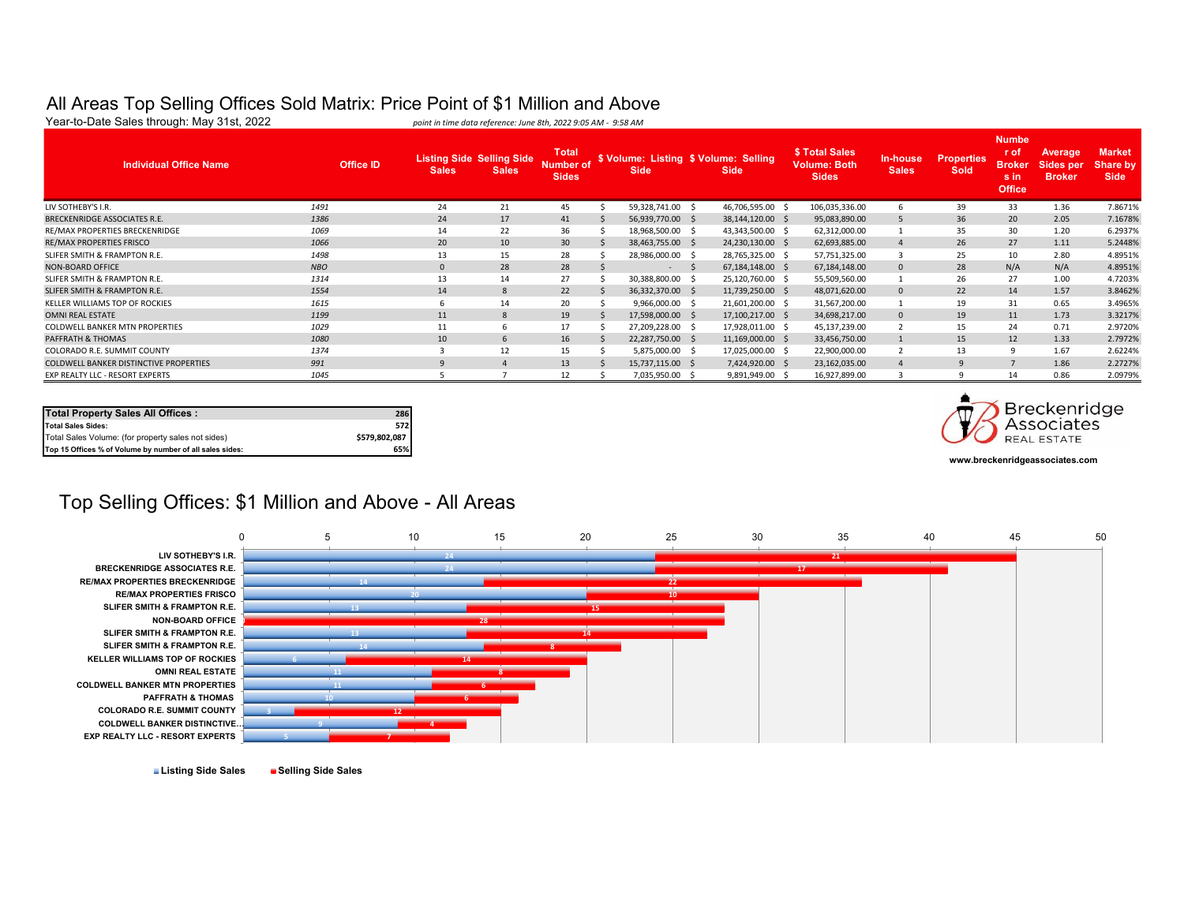# All Areas Top Selling Offices Sold Matrix: Price Point of $1 Million and Above

Year-to-Date Sales through: May 31st, 2022

*point in time data reference: June 8th, 2022 9:05 AM - 9:58 AM*

| Individual Office Name | Office ID | Listing Side Sales | Selling Side Sales | Total Number of Sides | $ Volume: Listing Side | $ Volume: Selling Side | $ Total Sales Volume: Both Sides | In-house Sales | Properties Sold | Number of Brokers in Office | Average Sides per Broker | Market Share by Side |
|---|---|---|---|---|---|---|---|---|---|---|---|---|
| LIV SOTHEBY'S I.R. | 1491 | 24 | 21 | 45 | $ 59,328,741.00 | $ 46,706,595.00 | $ 106,035,336.00 | 6 | 39 | 33 | 1.36 | 7.8671% |
| BRECKENRIDGE ASSOCIATES R.E. | 1386 | 24 | 17 | 41 | $ 56,939,770.00 | $ 38,144,120.00 | $ 95,083,890.00 | 5 | 36 | 20 | 2.05 | 7.1678% |
| RE/MAX PROPERTIES BRECKENRIDGE | 1069 | 14 | 22 | 36 | $ 18,968,500.00 | $ 43,343,500.00 | $ 62,312,000.00 | 1 | 35 | 30 | 1.20 | 6.2937% |
| RE/MAX PROPERTIES FRISCO | 1066 | 20 | 10 | 30 | $ 38,463,755.00 | $ 24,230,130.00 | $ 62,693,885.00 | 4 | 26 | 27 | 1.11 | 5.2448% |
| SLIFER SMITH & FRAMPTON R.E. | 1498 | 13 | 15 | 28 | $ 28,986,000.00 | $ 28,765,325.00 | $ 57,751,325.00 | 3 | 25 | 10 | 2.80 | 4.8951% |
| NON-BOARD OFFICE | NBO | 0 | 28 | 28 | $ - | $ 67,184,148.00 | $ 67,184,148.00 | 0 | 28 | N/A | N/A | 4.8951% |
| SLIFER SMITH & FRAMPTON R.E. | 1314 | 13 | 14 | 27 | $ 30,388,800.00 | $ 25,120,760.00 | $ 55,509,560.00 | 1 | 26 | 27 | 1.00 | 4.7203% |
| SLIFER SMITH & FRAMPTON R.E. | 1554 | 14 | 8 | 22 | $ 36,332,370.00 | $ 11,739,250.00 | $ 48,071,620.00 | 0 | 22 | 14 | 1.57 | 3.8462% |
| KELLER WILLIAMS TOP OF ROCKIES | 1615 | 6 | 14 | 20 | $ 9,966,000.00 | $ 21,601,200.00 | $ 31,567,200.00 | 1 | 19 | 31 | 0.65 | 3.4965% |
| OMNI REAL ESTATE | 1199 | 11 | 8 | 19 | $ 17,598,000.00 | $ 17,100,217.00 | $ 34,698,217.00 | 0 | 19 | 11 | 1.73 | 3.3217% |
| COLDWELL BANKER MTN PROPERTIES | 1029 | 11 | 6 | 17 | $ 27,209,228.00 | $ 17,928,011.00 | $ 45,137,239.00 | 2 | 15 | 24 | 0.71 | 2.9720% |
| PAFFRATH & THOMAS | 1080 | 10 | 6 | 16 | $ 22,287,750.00 | $ 11,169,000.00 | $ 33,456,750.00 | 1 | 15 | 12 | 1.33 | 2.7972% |
| COLORADO R.E. SUMMIT COUNTY | 1374 | 3 | 12 | 15 | $ 5,875,000.00 | $ 17,025,000.00 | $ 22,900,000.00 | 2 | 13 | 9 | 1.67 | 2.6224% |
| COLDWELL BANKER DISTINCTIVE PROPERTIES | 991 | 9 | 4 | 13 | $ 15,737,115.00 | $ 7,424,920.00 | $ 23,162,035.00 | 4 | 9 | 7 | 1.86 | 2.2727% |
| EXP REALTY LLC - RESORT EXPERTS | 1045 | 5 | 7 | 12 | $ 7,035,950.00 | $ 9,891,949.00 | $ 16,927,899.00 | 3 | 9 | 14 | 0.86 | 2.0979% |

| Total Property Sales All Offices : | 286 |
|---|---|
| Total Sales Sides: | 572 |
| Total Sales Volume: (for property sales not sides) | $579,802,087 |
| Top 15 Offices % of Volume by number of all sales sides: | 65% |

Breckenridge Associates REAL ESTATE

www.breckenridgeassociates.com

## Top Selling Offices: $1 Million and Above - All Areas

| Office | Listing Side Sales | Selling Side Sales |
|---|---|---|
| LIV SOTHEBY'S I.R. | 24 | 21 |
| BRECKENRIDGE ASSOCIATES R.E. | 24 | 17 |
| RE/MAX PROPERTIES BRECKENRIDGE | 14 | 22 |
| RE/MAX PROPERTIES FRISCO | 20 | 10 |
| SLIFER SMITH & FRAMPTON R.E. | 13 | 15 |
| NON-BOARD OFFICE | | 28 |
| SLIFER SMITH & FRAMPTON R.E. | 13 | 14 |
| SLIFER SMITH & FRAMPTON R.E. | 14 | 8 |
| KELLER WILLIAMS TOP OF ROCKIES | 6 | 14 |
| OMNI REAL ESTATE | 11 | 8 |
| COLDWELL BANKER MTN PROPERTIES | 11 | 6 |
| PAFFRATH & THOMAS | 10 | 6 |
| COLORADO R.E. SUMMIT COUNTY | 3 | 12 |
| COLDWELL BANKER DISTINCTIVE... | 9 | 4 |
| EXP REALTY LLC - RESORT EXPERTS | 5 | 7 |

Listing Side Sales | Selling Side Sales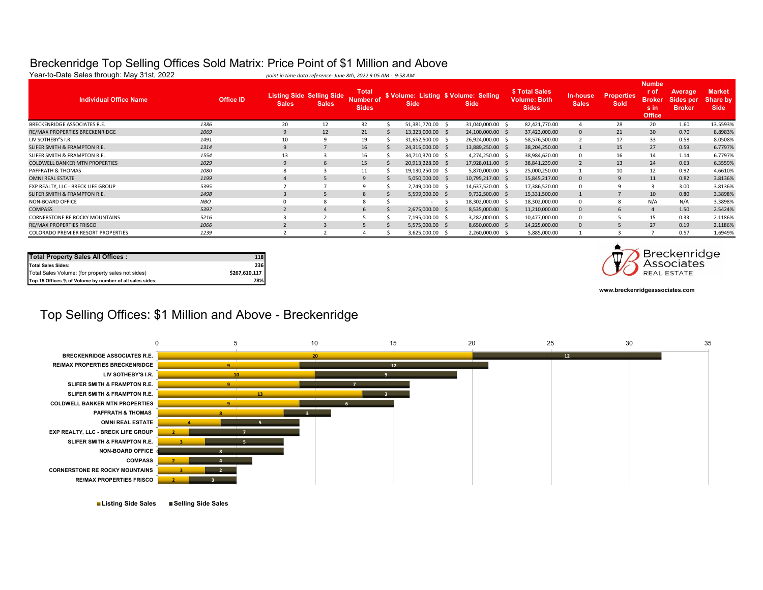# Breckenridge Top Selling Offices Sold Matrix: Price Point of $1 Million and Above

Year-to-Date Sales through: May 31st, 2022

*point in time data reference: June 8th, 2022 9:05 AM - 9:58 AM*

| Individual Office Name | Office ID | Listing Side Sales | Selling Side Sales | Total Number of Sides | $ Volume: Listing Side | $ Volume: Selling Side | $ Total Sales Volume: Both Sides | In-house Sales | Properties Sold | Number of Brokers in Office | Average Sides per Broker | Market Share by Side |
|---|---|---|---|---|---|---|---|---|---|---|---|---|
| BRECKENRIDGE ASSOCIATES R.E. | 1386 | 20 | 12 | 32 | $ 51,381,770.00 | $ 31,040,000.00 | $ 82,421,770.00 | 4 | 28 | 20 | 1.60 | 13.5593% |
| RE/MAX PROPERTIES BRECKENRIDGE | 1069 | 9 | 12 | 21 | $ 13,323,000.00 | $ 24,100,000.00 | $ 37,423,000.00 | 0 | 21 | 30 | 0.70 | 8.8983% |
| LIV SOTHEBY'S I.R. | 1491 | 10 | 9 | 19 | $ 31,652,500.00 | $ 26,924,000.00 | $ 58,576,500.00 | 2 | 17 | 33 | 0.58 | 8.0508% |
| SLIFER SMITH & FRAMPTON R.E. | 1314 | 9 | 7 | 16 | $ 24,315,000.00 | $ 13,889,250.00 | $ 38,204,250.00 | 1 | 15 | 27 | 0.59 | 6.7797% |
| SLIFER SMITH & FRAMPTON R.E. | 1554 | 13 | 3 | 16 | $ 34,710,370.00 | $ 4,274,250.00 | $ 38,984,620.00 | 0 | 16 | 14 | 1.14 | 6.7797% |
| COLDWELL BANKER MTN PROPERTIES | 1029 | 9 | 6 | 15 | $ 20,913,228.00 | $ 17,928,011.00 | $ 38,841,239.00 | 2 | 13 | 24 | 0.63 | 6.3559% |
| PAFFRATH & THOMAS | 1080 | 8 | 3 | 11 | $ 19,130,250.00 | $ 5,870,000.00 | $ 25,000,250.00 | 1 | 10 | 12 | 0.92 | 4.6610% |
| OMNI REAL ESTATE | 1199 | 4 | 5 | 9 | $ 5,050,000.00 | $ 10,795,217.00 | $ 15,845,217.00 | 0 | 9 | 11 | 0.82 | 3.8136% |
| EXP REALTY, LLC - BRECK LIFE GROUP | 5395 | 2 | 7 | 9 | $ 2,749,000.00 | $ 14,637,520.00 | $ 17,386,520.00 | 0 | 9 | 3 | 3.00 | 3.8136% |
| SLIFER SMITH & FRAMPTON R.E. | 1498 | 3 | 5 | 8 | $ 5,599,000.00 | $ 9,732,500.00 | $ 15,331,500.00 | 1 | 7 | 10 | 0.80 | 3.3898% |
| NON-BOARD OFFICE | NBO | 0 | 8 | 8 | $ - | $ 18,302,000.00 | $ 18,302,000.00 | 0 | 8 | N/A | N/A | 3.3898% |
| COMPASS | 5397 | 2 | 4 | 6 | $ 2,675,000.00 | $ 8,535,000.00 | $ 11,210,000.00 | 0 | 6 | 4 | 1.50 | 2.5424% |
| CORNERSTONE RE ROCKY MOUNTAINS | 5216 | 3 | 2 | 5 | $ 7,195,000.00 | $ 3,282,000.00 | $ 10,477,000.00 | 0 | 5 | 15 | 0.33 | 2.1186% |
| RE/MAX PROPERTIES FRISCO | 1066 | 2 | 3 | 5 | $ 5,575,000.00 | $ 8,650,000.00 | $ 14,225,000.00 | 0 | 5 | 27 | 0.19 | 2.1186% |
| COLORADO PREMIER RESORT PROPERTIES | 1239 | 2 | 2 | 4 | $ 3,625,000.00 | $ 2,260,000.00 | $ 5,885,000.00 | 1 | 3 | 7 | 0.57 | 1.6949% |

| Total Property Sales All Offices : | 118 |
|---|---|
| Total Sales Sides: | 236 |
| Total Sales Volume: (for property sales not sides) | $267,610,117 |
| Top 15 Offices % of Volume by number of all sales sides: | 78% |

Breckenridge Associates REAL ESTATE

www.breckenridgeassociates.com

## Top Selling Offices: $1 Million and Above - Breckenridge

| Office | Listing Side Sales | Selling Side Sales |
|---|---|---|
| BRECKENRIDGE ASSOCIATES R.E. | 20 | 12 |
| RE/MAX PROPERTIES BRECKENRIDGE | 9 | 12 |
| LIV SOTHEBY'S I.R. | 10 | 9 |
| SLIFER SMITH & FRAMPTON R.E. | 9 | 7 |
| SLIFER SMITH & FRAMPTON R.E. | 13 | 3 |
| COLDWELL BANKER MTN PROPERTIES | 9 | 6 |
| PAFFRATH & THOMAS | 8 | 3 |
| OMNI REAL ESTATE | 4 | 5 |
| EXP REALTY, LLC - BRECK LIFE GROUP | 2 | 7 |
| SLIFER SMITH & FRAMPTON R.E. | 3 | 5 |
| NON-BOARD OFFICE | 0 | 8 |
| COMPASS | 2 | 4 |
| CORNERSTONE RE ROCKY MOUNTAINS | 3 | 2 |
| RE/MAX PROPERTIES FRISCO | 2 | 3 |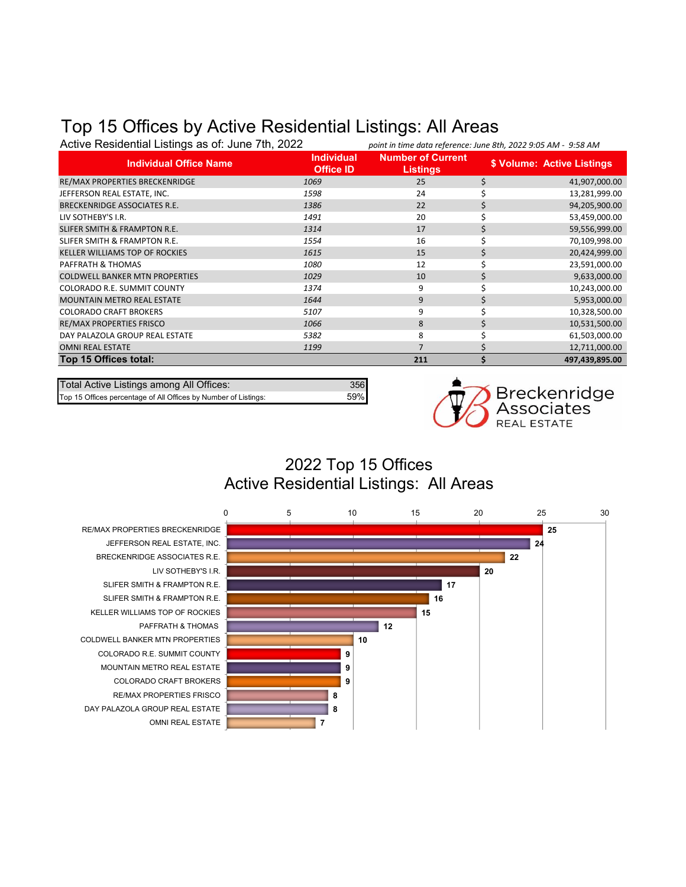# Top 15 Offices by Active Residential Listings: All Areas

Active Residential Listings as of: June 7th, 2022

*point in time data reference: June 8th, 2022 9:05 AM - 9:58 AM*

| Individual Office Name | Individual Office ID | Number of Current Listings | $ Volume: Active Listings |
|---|---|---|---|
| RE/MAX PROPERTIES BRECKENRIDGE | *1069* | 25 | $ 41,907,000.00 |
| JEFFERSON REAL ESTATE, INC. | *1598* | 24 | $ 13,281,999.00 |
| BRECKENRIDGE ASSOCIATES R.E. | *1386* | 22 | $ 94,205,900.00 |
| LIV SOTHEBY'S I.R. | *1491* | 20 | $ 53,459,000.00 |
| SLIFER SMITH & FRAMPTON R.E. | *1314* | 17 | $ 59,556,999.00 |
| SLIFER SMITH & FRAMPTON R.E. | *1554* | 16 | $ 70,109,998.00 |
| KELLER WILLIAMS TOP OF ROCKIES | *1615* | 15 | $ 20,424,999.00 |
| PAFFRATH & THOMAS | *1080* | 12 | $ 23,591,000.00 |
| COLDWELL BANKER MTN PROPERTIES | *1029* | 10 | $ 9,633,000.00 |
| COLORADO R.E. SUMMIT COUNTY | *1374* | 9 | $ 10,243,000.00 |
| MOUNTAIN METRO REAL ESTATE | *1644* | 9 | $ 5,953,000.00 |
| COLORADO CRAFT BROKERS | *5107* | 9 | $ 10,328,500.00 |
| RE/MAX PROPERTIES FRISCO | *1066* | 8 | $ 10,531,500.00 |
| DAY PALAZOLA GROUP REAL ESTATE | *5382* | 8 | $ 61,503,000.00 |
| OMNI REAL ESTATE | *1199* | 7 | $ 12,711,000.00 |
| **Top 15 Offices total:** | | **211** | **$ 497,439,895.00** |

| | |
|---|---|
| Total Active Listings among All Offices: | 356 |
| Top 15 Offices percentage of All Offices by Number of Listings: | 59% |

Breckenridge Associates REAL ESTATE

## 2022 Top 15 Offices
## Active Residential Listings: All Areas

| Office | Listings |
|---|---|
| RE/MAX PROPERTIES BRECKENRIDGE | 25 |
| JEFFERSON REAL ESTATE, INC. | 24 |
| BRECKENRIDGE ASSOCIATES R.E. | 22 |
| LIV SOTHEBY'S I.R. | 20 |
| SLIFER SMITH & FRAMPTON R.E. | 17 |
| SLIFER SMITH & FRAMPTON R.E. | 16 |
| KELLER WILLIAMS TOP OF ROCKIES | 15 |
| PAFFRATH & THOMAS | 12 |
| COLDWELL BANKER MTN PROPERTIES | 10 |
| COLORADO R.E. SUMMIT COUNTY | 9 |
| MOUNTAIN METRO REAL ESTATE | 9 |
| COLORADO CRAFT BROKERS | 9 |
| RE/MAX PROPERTIES FRISCO | 8 |
| DAY PALAZOLA GROUP REAL ESTATE | 8 |
| OMNI REAL ESTATE | 7 |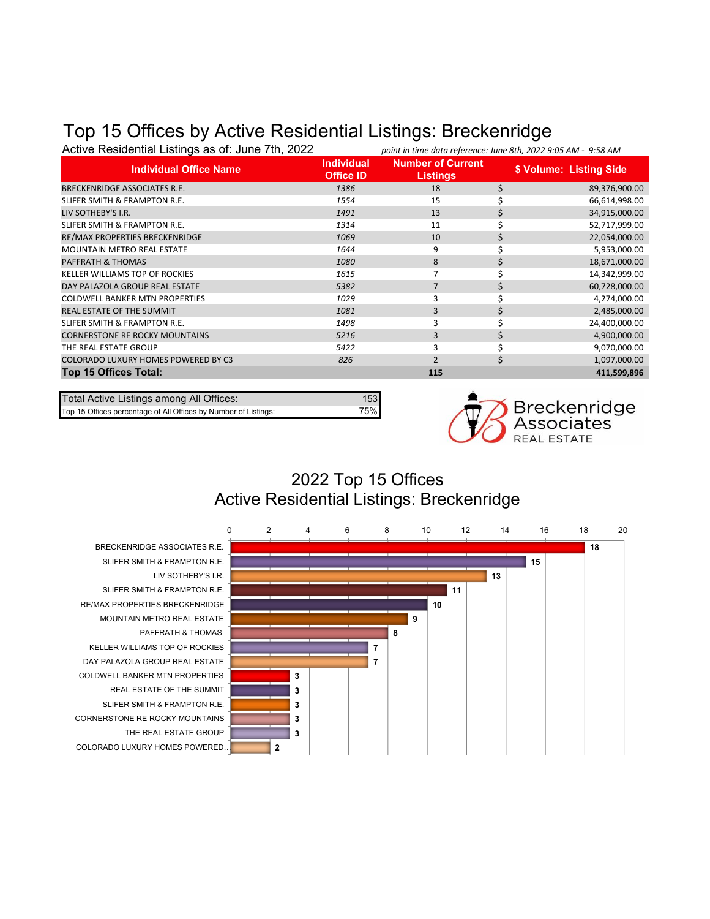# Top 15 Offices by Active Residential Listings: Breckenridge

Active Residential Listings as of: June 7th, 2022

*point in time data reference: June 8th, 2022 9:05 AM - 9:58 AM*

| Individual Office Name | Individual Office ID | Number of Current Listings | $ Volume: Listing Side |
|---|---|---|---|
| BRECKENRIDGE ASSOCIATES R.E. | *1386* | 18 | $ 89,376,900.00 |
| SLIFER SMITH & FRAMPTON R.E. | *1554* | 15 | $ 66,614,998.00 |
| LIV SOTHEBY'S I.R. | *1491* | 13 | $ 34,915,000.00 |
| SLIFER SMITH & FRAMPTON R.E. | *1314* | 11 | $ 52,717,999.00 |
| RE/MAX PROPERTIES BRECKENRIDGE | *1069* | 10 | $ 22,054,000.00 |
| MOUNTAIN METRO REAL ESTATE | *1644* | 9 | $ 5,953,000.00 |
| PAFFRATH & THOMAS | *1080* | 8 | $ 18,671,000.00 |
| KELLER WILLIAMS TOP OF ROCKIES | *1615* | 7 | $ 14,342,999.00 |
| DAY PALAZOLA GROUP REAL ESTATE | *5382* | 7 | $ 60,728,000.00 |
| COLDWELL BANKER MTN PROPERTIES | *1029* | 3 | $ 4,274,000.00 |
| REAL ESTATE OF THE SUMMIT | *1081* | 3 | $ 2,485,000.00 |
| SLIFER SMITH & FRAMPTON R.E. | *1498* | 3 | $ 24,400,000.00 |
| CORNERSTONE RE ROCKY MOUNTAINS | *5216* | 3 | $ 4,900,000.00 |
| THE REAL ESTATE GROUP | *5422* | 3 | $ 9,070,000.00 |
| COLORADO LUXURY HOMES POWERED BY C3 | *826* | 2 | $ 1,097,000.00 |
| **Top 15 Offices Total:** | | **115** | **411,599,896** |

| | |
|---|---|
| Total Active Listings among All Offices: | 153 |
| Top 15 Offices percentage of All Offices by Number of Listings: | 75% |

Breckenridge Associates REAL ESTATE

## 2022 Top 15 Offices
## Active Residential Listings: Breckenridge

0 2 4 6 8 10 12 14 16 18 20

BRECKENRIDGE ASSOCIATES R.E. 18
SLIFER SMITH & FRAMPTON R.E. 15
LIV SOTHEBY'S I.R. 13
SLIFER SMITH & FRAMPTON R.E. 11
RE/MAX PROPERTIES BRECKENRIDGE 10
MOUNTAIN METRO REAL ESTATE 9
PAFFRATH & THOMAS 8
KELLER WILLIAMS TOP OF ROCKIES 7
DAY PALAZOLA GROUP REAL ESTATE 7
COLDWELL BANKER MTN PROPERTIES 3
REAL ESTATE OF THE SUMMIT 3
SLIFER SMITH & FRAMPTON R.E. 3
CORNERSTONE RE ROCKY MOUNTAINS 3
THE REAL ESTATE GROUP 3
COLORADO LUXURY HOMES POWERED... 2